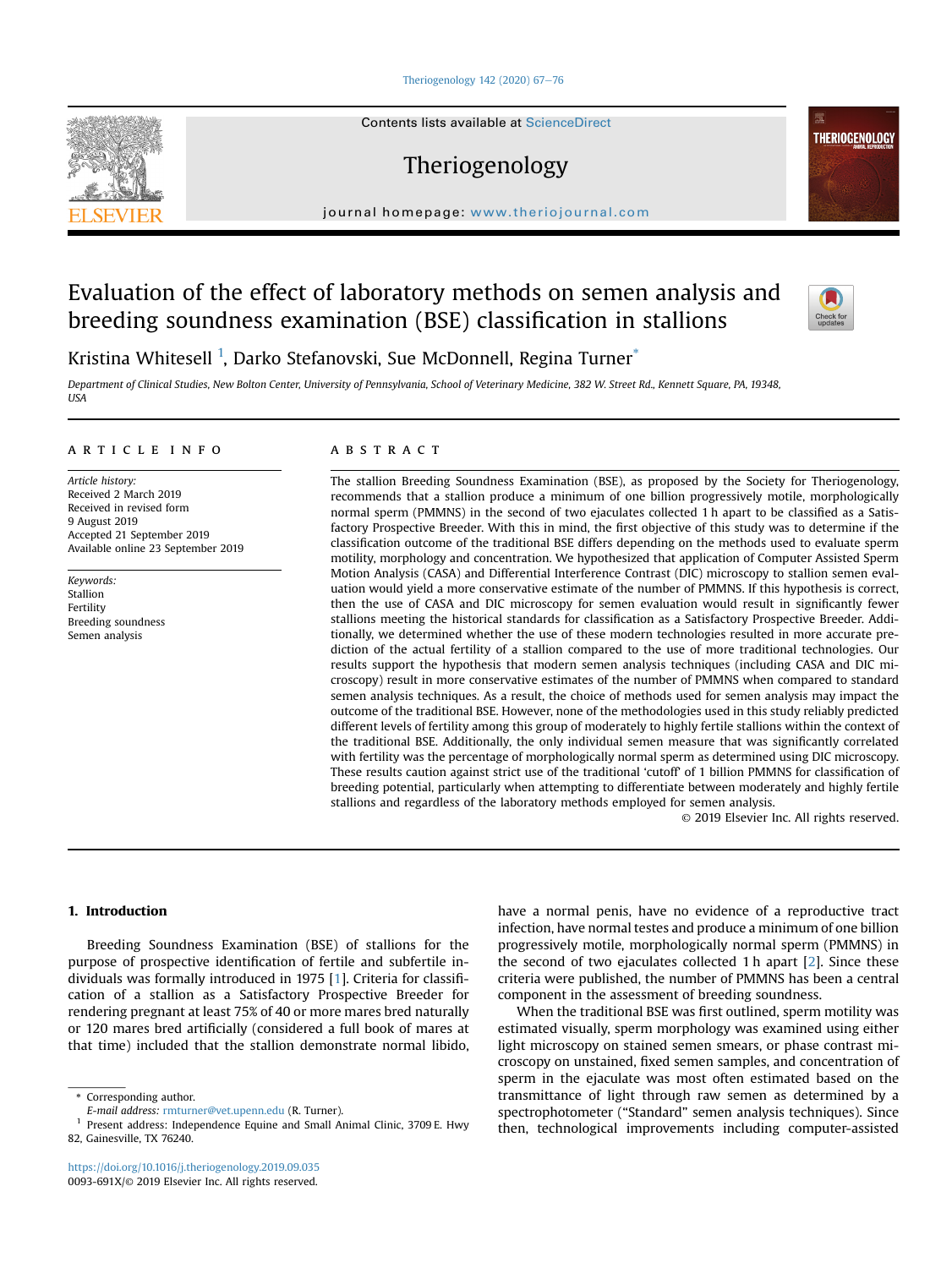# Evaluation of the effect of laboratory methods on semen analysis and breeding soundness examination (BSE) classification in stallions

Kristina Whitesell [1], Darko Stefanovski, Sue McDonnell, Regina Turner*

*Department of Clinical Studies, New Bolton Center, University of Pennsylvania, School of Veterinary Medicine, 382 W. Street Rd., Kennett Square, PA, 19348, USA*

## ARTICLE INFO

*Article history:*
Received 2 March 2019
Received in revised form
9 August 2019
Accepted 21 September 2019
Available online 23 September 2019

*Keywords:*
Stallion
Fertility
Breeding soundness
Semen analysis

## ABSTRACT

The stallion Breeding Soundness Examination (BSE), as proposed by the Society for Theriogenology, recommends that a stallion produce a minimum of one billion progressively motile, morphologically normal sperm (PMMNS) in the second of two ejaculates collected 1 h apart to be classified as a Satisfactory Prospective Breeder. With this in mind, the first objective of this study was to determine if the classification outcome of the traditional BSE differs depending on the methods used to evaluate sperm motility, morphology and concentration. We hypothesized that application of Computer Assisted Sperm Motion Analysis (CASA) and Differential Interference Contrast (DIC) microscopy to stallion semen evaluation would yield a more conservative estimate of the number of PMMNS. If this hypothesis is correct, then the use of CASA and DIC microscopy for semen evaluation would result in significantly fewer stallions meeting the historical standards for classification as a Satisfactory Prospective Breeder. Additionally, we determined whether the use of these modern technologies resulted in more accurate prediction of the actual fertility of a stallion compared to the use of more traditional technologies. Our results support the hypothesis that modern semen analysis techniques (including CASA and DIC microscopy) result in more conservative estimates of the number of PMMNS when compared to standard semen analysis techniques. As a result, the choice of methods used for semen analysis may impact the outcome of the traditional BSE. However, none of the methodologies used in this study reliably predicted different levels of fertility among this group of moderately to highly fertile stallions within the context of the traditional BSE. Additionally, the only individual semen measure that was significantly correlated with fertility was the percentage of morphologically normal sperm as determined using DIC microscopy. These results caution against strict use of the traditional 'cutoff' of 1 billion PMMNS for classification of breeding potential, particularly when attempting to differentiate between moderately and highly fertile stallions and regardless of the laboratory methods employed for semen analysis.

© 2019 Elsevier Inc. All rights reserved.

## 1. Introduction

Breeding Soundness Examination (BSE) of stallions for the purpose of prospective identification of fertile and subfertile individuals was formally introduced in 1975 [1]. Criteria for classification of a stallion as a Satisfactory Prospective Breeder for rendering pregnant at least 75% of 40 or more mares bred naturally or 120 mares bred artificially (considered a full book of mares at that time) included that the stallion demonstrate normal libido, have a normal penis, have no evidence of a reproductive tract infection, have normal testes and produce a minimum of one billion progressively motile, morphologically normal sperm (PMMNS) in the second of two ejaculates collected 1 h apart [2]. Since these criteria were published, the number of PMMNS has been a central component in the assessment of breeding soundness.

When the traditional BSE was first outlined, sperm motility was estimated visually, sperm morphology was examined using either light microscopy on stained semen smears, or phase contrast microscopy on unstained, fixed semen samples, and concentration of sperm in the ejaculate was most often estimated based on the transmittance of light through raw semen as determined by a spectrophotometer ("Standard" semen analysis techniques). Since then, technological improvements including computer-assisted

\* Corresponding author.
*E-mail address:* rmturner@vet.upenn.edu (R. Turner).
[1] Present address: Independence Equine and Small Animal Clinic, 3709 E. Hwy 82, Gainesville, TX 76240.

https://doi.org/10.1016/j.theriogenology.2019.09.035
0093-691X/© 2019 Elsevier Inc. All rights reserved.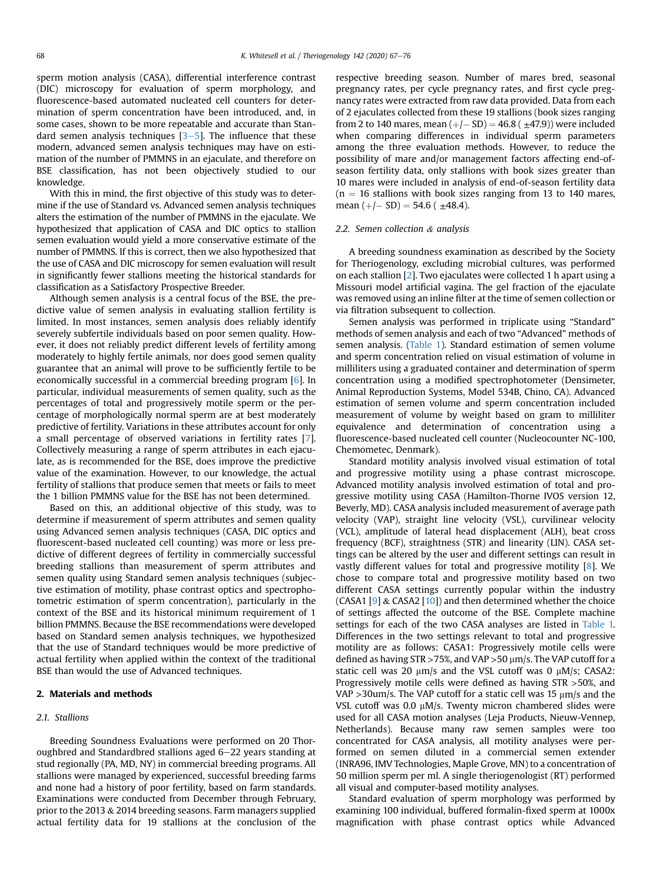sperm motion analysis (CASA), differential interference contrast (DIC) microscopy for evaluation of sperm morphology, and fluorescence-based automated nucleated cell counters for determination of sperm concentration have been introduced, and, in some cases, shown to be more repeatable and accurate than Standard semen analysis techniques [3–5]. The influence that these modern, advanced semen analysis techniques may have on estimation of the number of PMMNS in an ejaculate, and therefore on BSE classification, has not been objectively studied to our knowledge.

With this in mind, the first objective of this study was to determine if the use of Standard vs. Advanced semen analysis techniques alters the estimation of the number of PMMNS in the ejaculate. We hypothesized that application of CASA and DIC optics to stallion semen evaluation would yield a more conservative estimate of the number of PMMNS. If this is correct, then we also hypothesized that the use of CASA and DIC microscopy for semen evaluation will result in significantly fewer stallions meeting the historical standards for classification as a Satisfactory Prospective Breeder.

Although semen analysis is a central focus of the BSE, the predictive value of semen analysis in evaluating stallion fertility is limited. In most instances, semen analysis does reliably identify severely subfertile individuals based on poor semen quality. However, it does not reliably predict different levels of fertility among moderately to highly fertile animals, nor does good semen quality guarantee that an animal will prove to be sufficiently fertile to be economically successful in a commercial breeding program [6]. In particular, individual measurements of semen quality, such as the percentages of total and progressively motile sperm or the percentage of morphologically normal sperm are at best moderately predictive of fertility. Variations in these attributes account for only a small percentage of observed variations in fertility rates [7]. Collectively measuring a range of sperm attributes in each ejaculate, as is recommended for the BSE, does improve the predictive value of the examination. However, to our knowledge, the actual fertility of stallions that produce semen that meets or fails to meet the 1 billion PMMNS value for the BSE has not been determined.

Based on this, an additional objective of this study, was to determine if measurement of sperm attributes and semen quality using Advanced semen analysis techniques (CASA, DIC optics and fluorescent-based nucleated cell counting) was more or less predictive of different degrees of fertility in commercially successful breeding stallions than measurement of sperm attributes and semen quality using Standard semen analysis techniques (subjective estimation of motility, phase contrast optics and spectrophotometric estimation of sperm concentration), particularly in the context of the BSE and its historical minimum requirement of 1 billion PMMNS. Because the BSE recommendations were developed based on Standard semen analysis techniques, we hypothesized that the use of Standard techniques would be more predictive of actual fertility when applied within the context of the traditional BSE than would the use of Advanced techniques.

## 2. Materials and methods

### 2.1. Stallions

Breeding Soundness Evaluations were performed on 20 Thoroughbred and Standardbred stallions aged 6–22 years standing at stud regionally (PA, MD, NY) in commercial breeding programs. All stallions were managed by experienced, successful breeding farms and none had a history of poor fertility, based on farm standards. Examinations were conducted from December through February, prior to the 2013 & 2014 breeding seasons. Farm managers supplied actual fertility data for 19 stallions at the conclusion of the respective breeding season. Number of mares bred, seasonal pregnancy rates, per cycle pregnancy rates, and first cycle pregnancy rates were extracted from raw data provided. Data from each of 2 ejaculates collected from these 19 stallions (book sizes ranging from 2 to 140 mares, mean (+/− SD) = 46.8 ( ±47.9)) were included when comparing differences in individual sperm parameters among the three evaluation methods. However, to reduce the possibility of mare and/or management factors affecting end-of-season fertility data, only stallions with book sizes greater than 10 mares were included in analysis of end-of-season fertility data (n = 16 stallions with book sizes ranging from 13 to 140 mares, mean (+/− SD) = 54.6 ( ±48.4).

### 2.2. Semen collection & analysis

A breeding soundness examination as described by the Society for Theriogenology, excluding microbial cultures, was performed on each stallion [2]. Two ejaculates were collected 1 h apart using a Missouri model artificial vagina. The gel fraction of the ejaculate was removed using an inline filter at the time of semen collection or via filtration subsequent to collection.

Semen analysis was performed in triplicate using "Standard" methods of semen analysis and each of two "Advanced" methods of semen analysis. (Table 1). Standard estimation of semen volume and sperm concentration relied on visual estimation of volume in milliliters using a graduated container and determination of sperm concentration using a modified spectrophotometer (Densimeter, Animal Reproduction Systems, Model 534B, Chino, CA). Advanced estimation of semen volume and sperm concentration included measurement of volume by weight based on gram to milliliter equivalence and determination of concentration using a fluorescence-based nucleated cell counter (Nucleocounter NC-100, Chemometec, Denmark).

Standard motility analysis involved visual estimation of total and progressive motility using a phase contrast microscope. Advanced motility analysis involved estimation of total and progressive motility using CASA (Hamilton-Thorne IVOS version 12, Beverly, MD). CASA analysis included measurement of average path velocity (VAP), straight line velocity (VSL), curvilinear velocity (VCL), amplitude of lateral head displacement (ALH), beat cross frequency (BCF), straightness (STR) and linearity (LIN). CASA settings can be altered by the user and different settings can result in vastly different values for total and progressive motility [8]. We chose to compare total and progressive motility based on two different CASA settings currently popular within the industry (CASA1 [9] & CASA2 [10]) and then determined whether the choice of settings affected the outcome of the BSE. Complete machine settings for each of the two CASA analyses are listed in Table 1. Differences in the two settings relevant to total and progressive motility are as follows: CASA1: Progressively motile cells were defined as having STR >75%, and VAP >50 μm/s. The VAP cutoff for a static cell was 20 μm/s and the VSL cutoff was 0 μM/s; CASA2: Progressively motile cells were defined as having STR >50%, and VAP >30um/s. The VAP cutoff for a static cell was 15 μm/s and the VSL cutoff was 0.0 μM/s. Twenty micron chambered slides were used for all CASA motion analyses (Leja Products, Nieuw-Vennep, Netherlands). Because many raw semen samples were too concentrated for CASA analysis, all motility analyses were performed on semen diluted in a commercial semen extender (INRA96, IMV Technologies, Maple Grove, MN) to a concentration of 50 million sperm per ml. A single theriogenologist (RT) performed all visual and computer-based motility analyses.

Standard evaluation of sperm morphology was performed by examining 100 individual, buffered formalin-fixed sperm at 1000x magnification with phase contrast optics while Advanced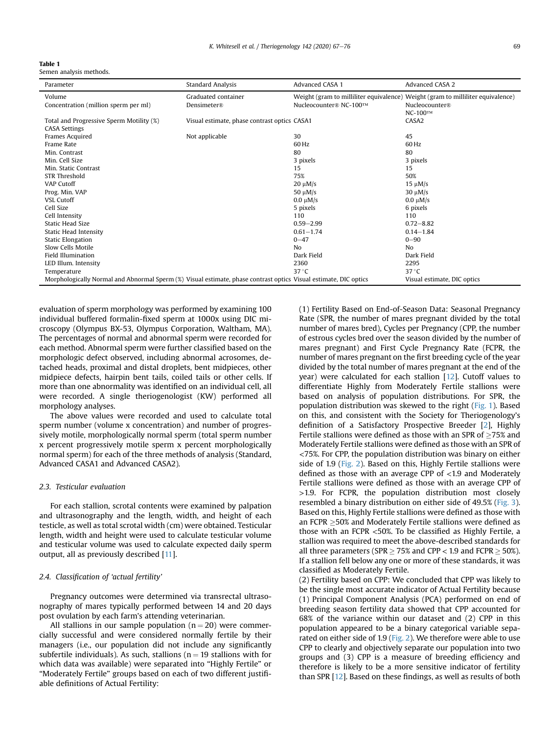**Table 1**
Semen analysis methods.

| Parameter | Standard Analysis | Advanced CASA 1 | Advanced CASA 2 |
|---|---|---|---|
| Volume | Graduated container | Weight (gram to milliliter equivalence) | Weight (gram to milliliter equivalence) |
| Concentration (million sperm per ml) | Densimeter® | Nucleocounter® NC-100™ | Nucleocounter® NC-100™ |
| Total and Progressive Sperm Motility (%) | Visual estimate, phase contrast optics | CASA1 | CASA2 |
| CASA Settings | | | |
| Frames Acquired | Not applicable | 30 | 45 |
| Frame Rate | | 60 Hz | 60 Hz |
| Min. Contrast | | 80 | 80 |
| Min. Cell Size | | 3 pixels | 3 pixels |
| Min. Static Contrast | | 15 | 15 |
| STR Threshold | | 75% | 50% |
| VAP Cutoff | | 20 μM/s | 15 μM/s |
| Prog. Min. VAP | | 50 μM/s | 30 μM/s |
| VSL Cutoff | | 0.0 μM/s | 0.0 μM/s |
| Cell Size | | 5 pixels | 6 pixels |
| Cell Intensity | | 110 | 110 |
| Static Head Size | | 0.59–2.99 | 0.72–8.82 |
| Static Head Intensity | | 0.61–1.74 | 0.14–1.84 |
| Static Elongation | | 0–47 | 0–90 |
| Slow Cells Motile | | No | No |
| Field Illumination | | Dark Field | Dark Field |
| LED Illum. Intensity | | 2360 | 2295 |
| Temperature | | 37 °C | 37 °C |
| Morphologically Normal and Abnormal Sperm (%) | Visual estimate, phase contrast optics | Visual estimate, DIC optics | Visual estimate, DIC optics |

evaluation of sperm morphology was performed by examining 100 individual buffered formalin-fixed sperm at 1000x using DIC microscopy (Olympus BX-53, Olympus Corporation, Waltham, MA). The percentages of normal and abnormal sperm were recorded for each method. Abnormal sperm were further classified based on the morphologic defect observed, including abnormal acrosomes, detached heads, proximal and distal droplets, bent midpieces, other midpiece defects, hairpin bent tails, coiled tails or other cells. If more than one abnormality was identified on an individual cell, all were recorded. A single theriogenologist (KW) performed all morphology analyses.

The above values were recorded and used to calculate total sperm number (volume x concentration) and number of progressively motile, morphologically normal sperm (total sperm number x percent progressively motile sperm x percent morphologically normal sperm) for each of the three methods of analysis (Standard, Advanced CASA1 and Advanced CASA2).

### 2.3. Testicular evaluation

For each stallion, scrotal contents were examined by palpation and ultrasonography and the length, width, and height of each testicle, as well as total scrotal width (cm) were obtained. Testicular length, width and height were used to calculate testicular volume and testicular volume was used to calculate expected daily sperm output, all as previously described [11].

### 2.4. Classification of 'actual fertility'

Pregnancy outcomes were determined via transrectal ultrasonography of mares typically performed between 14 and 20 days post ovulation by each farm's attending veterinarian.

All stallions in our sample population ($n = 20$) were commercially successful and were considered normally fertile by their managers (i.e., our population did not include any significantly subfertile individuals). As such, stallions ($n = 19$ stallions with for which data was available) were separated into "Highly Fertile" or "Moderately Fertile" groups based on each of two different justifiable definitions of Actual Fertility:

(1) Fertility Based on End-of-Season Data: Seasonal Pregnancy Rate (SPR, the number of mares pregnant divided by the total number of mares bred), Cycles per Pregnancy (CPP, the number of estrous cycles bred over the season divided by the number of mares pregnant) and First Cycle Pregnancy Rate (FCPR, the number of mares pregnant on the first breeding cycle of the year divided by the total number of mares pregnant at the end of the year) were calculated for each stallion [12]. Cutoff values to differentiate Highly from Moderately Fertile stallions were based on analysis of population distributions. For SPR, the population distribution was skewed to the right (Fig. 1). Based on this, and consistent with the Society for Theriogenology's definition of a Satisfactory Prospective Breeder [2], Highly Fertile stallions were defined as those with an SPR of ≥75% and Moderately Fertile stallions were defined as those with an SPR of <75%. For CPP, the population distribution was binary on either side of 1.9 (Fig. 2). Based on this, Highly Fertile stallions were defined as those with an average CPP of <1.9 and Moderately Fertile stallions were defined as those with an average CPP of >1.9. For FCPR, the population distribution most closely resembled a binary distribution on either side of 49.5% (Fig. 3). Based on this, Highly Fertile stallions were defined as those with an FCPR ≥50% and Moderately Fertile stallions were defined as those with an FCPR <50%. To be classified as Highly Fertile, a stallion was required to meet the above-described standards for all three parameters ($SPR \geq 75\%$ and $CPP < 1.9$ and $FCPR \geq 50\%$). If a stallion fell below any one or more of these standards, it was classified as Moderately Fertile.

(2) Fertility based on CPP: We concluded that CPP was likely to be the single most accurate indicator of Actual Fertility because (1) Principal Component Analysis (PCA) performed on end of breeding season fertility data showed that CPP accounted for 68% of the variance within our dataset and (2) CPP in this population appeared to be a binary categorical variable separated on either side of 1.9 (Fig. 2). We therefore were able to use CPP to clearly and objectively separate our population into two groups and (3) CPP is a measure of breeding efficiency and therefore is likely to be a more sensitive indicator of fertility than SPR [12]. Based on these findings, as well as results of both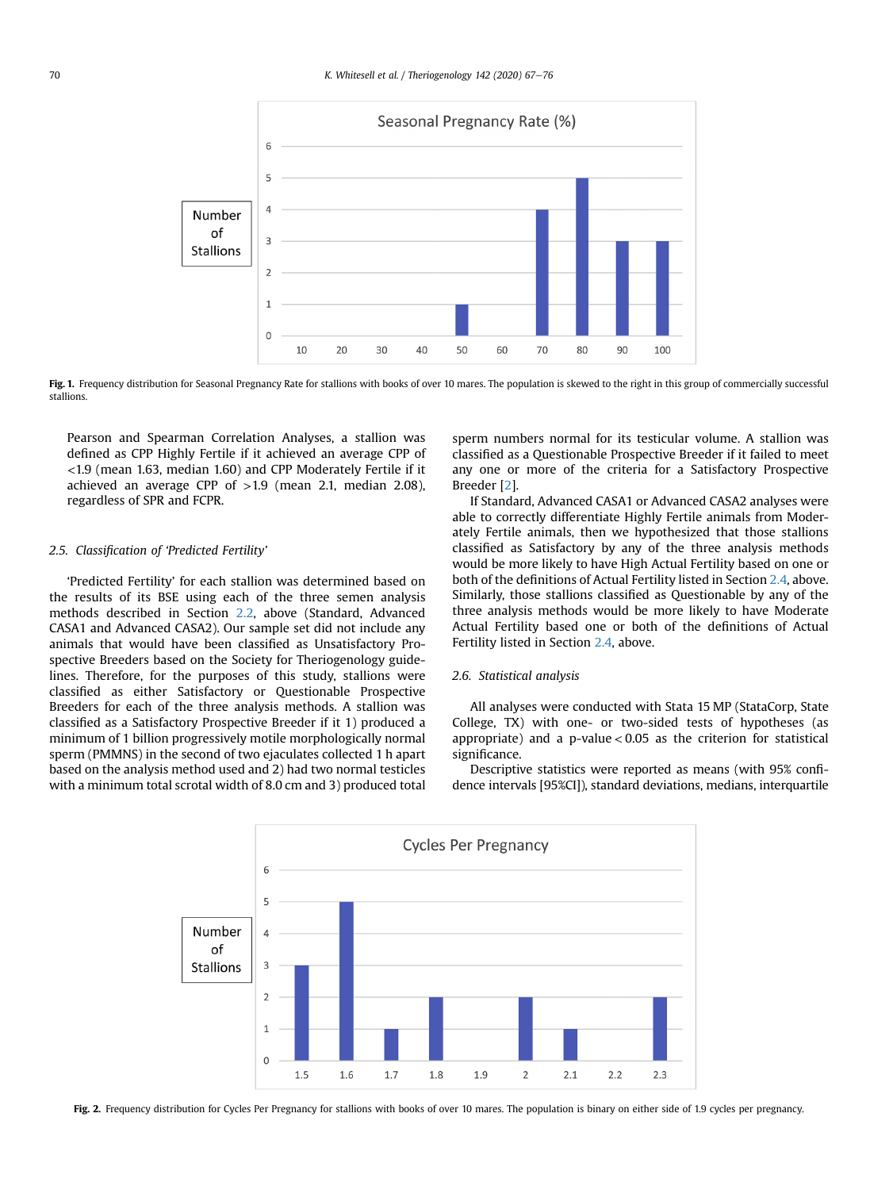Fig. 1. Frequency distribution for Seasonal Pregnancy Rate for stallions with books of over 10 mares. The population is skewed to the right in this group of commercially successful stallions.

Pearson and Spearman Correlation Analyses, a stallion was defined as CPP Highly Fertile if it achieved an average CPP of <1.9 (mean 1.63, median 1.60) and CPP Moderately Fertile if it achieved an average CPP of >1.9 (mean 2.1, median 2.08), regardless of SPR and FCPR.

### 2.5. Classification of 'Predicted Fertility'

'Predicted Fertility' for each stallion was determined based on the results of its BSE using each of the three semen analysis methods described in Section 2.2, above (Standard, Advanced CASA1 and Advanced CASA2). Our sample set did not include any animals that would have been classified as Unsatisfactory Prospective Breeders based on the Society for Theriogenology guidelines. Therefore, for the purposes of this study, stallions were classified as either Satisfactory or Questionable Prospective Breeders for each of the three analysis methods. A stallion was classified as a Satisfactory Prospective Breeder if it 1) produced a minimum of 1 billion progressively motile morphologically normal sperm (PMMNS) in the second of two ejaculates collected 1 h apart based on the analysis method used and 2) had two normal testicles with a minimum total scrotal width of 8.0 cm and 3) produced total sperm numbers normal for its testicular volume. A stallion was classified as a Questionable Prospective Breeder if it failed to meet any one or more of the criteria for a Satisfactory Prospective Breeder [2].

If Standard, Advanced CASA1 or Advanced CASA2 analyses were able to correctly differentiate Highly Fertile animals from Moderately Fertile animals, then we hypothesized that those stallions classified as Satisfactory by any of the three analysis methods would be more likely to have High Actual Fertility based on one or both of the definitions of Actual Fertility listed in Section 2.4, above. Similarly, those stallions classified as Questionable by any of the three analysis methods would be more likely to have Moderate Actual Fertility based one or both of the definitions of Actual Fertility listed in Section 2.4, above.

### 2.6. Statistical analysis

All analyses were conducted with Stata 15 MP (StataCorp, State College, TX) with one- or two-sided tests of hypotheses (as appropriate) and a p-value < 0.05 as the criterion for statistical significance.

Descriptive statistics were reported as means (with 95% confidence intervals [95%CI]), standard deviations, medians, interquartile

Fig. 2. Frequency distribution for Cycles Per Pregnancy for stallions with books of over 10 mares. The population is binary on either side of 1.9 cycles per pregnancy.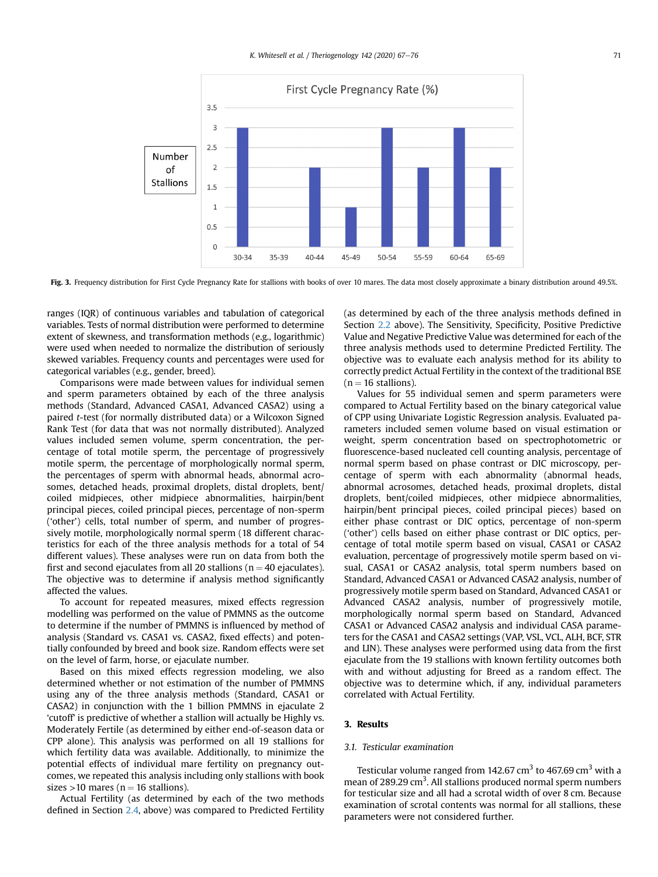**Fig. 3.** Frequency distribution for First Cycle Pregnancy Rate for stallions with books of over 10 mares. The data most closely approximate a binary distribution around 49.5%.

ranges (IQR) of continuous variables and tabulation of categorical variables. Tests of normal distribution were performed to determine extent of skewness, and transformation methods (e.g., logarithmic) were used when needed to normalize the distribution of seriously skewed variables. Frequency counts and percentages were used for categorical variables (e.g., gender, breed).

Comparisons were made between values for individual semen and sperm parameters obtained by each of the three analysis methods (Standard, Advanced CASA1, Advanced CASA2) using a paired *t*-test (for normally distributed data) or a Wilcoxon Signed Rank Test (for data that was not normally distributed). Analyzed values included semen volume, sperm concentration, the percentage of total motile sperm, the percentage of progressively motile sperm, the percentage of morphologically normal sperm, the percentages of sperm with abnormal heads, abnormal acrosomes, detached heads, proximal droplets, distal droplets, bent/coiled midpieces, other midpiece abnormalities, hairpin/bent principal pieces, coiled principal pieces, percentage of non-sperm ('other') cells, total number of sperm, and number of progressively motile, morphologically normal sperm (18 different characteristics for each of the three analysis methods for a total of 54 different values). These analyses were run on data from both the first and second ejaculates from all 20 stallions ($n = 40$ ejaculates). The objective was to determine if analysis method significantly affected the values.

To account for repeated measures, mixed effects regression modelling was performed on the value of PMMNS as the outcome to determine if the number of PMMNS is influenced by method of analysis (Standard vs. CASA1 vs. CASA2, fixed effects) and potentially confounded by breed and book size. Random effects were set on the level of farm, horse, or ejaculate number.

Based on this mixed effects regression modeling, we also determined whether or not estimation of the number of PMMNS using any of the three analysis methods (Standard, CASA1 or CASA2) in conjunction with the 1 billion PMMNS in ejaculate 2 'cutoff' is predictive of whether a stallion will actually be Highly vs. Moderately Fertile (as determined by either end-of-season data or CPP alone). This analysis was performed on all 19 stallions for which fertility data was available. Additionally, to minimize the potential effects of individual mare fertility on pregnancy outcomes, we repeated this analysis including only stallions with book sizes >10 mares ($n = 16$ stallions).

Actual Fertility (as determined by each of the two methods defined in Section 2.4, above) was compared to Predicted Fertility (as determined by each of the three analysis methods defined in Section 2.2 above). The Sensitivity, Specificity, Positive Predictive Value and Negative Predictive Value was determined for each of the three analysis methods used to determine Predicted Fertility. The objective was to evaluate each analysis method for its ability to correctly predict Actual Fertility in the context of the traditional BSE ($n = 16$ stallions).

Values for 55 individual semen and sperm parameters were compared to Actual Fertility based on the binary categorical value of CPP using Univariate Logistic Regression analysis. Evaluated parameters included semen volume based on visual estimation or weight, sperm concentration based on spectrophotometric or fluorescence-based nucleated cell counting analysis, percentage of normal sperm based on phase contrast or DIC microscopy, percentage of sperm with each abnormality (abnormal heads, abnormal acrosomes, detached heads, proximal droplets, distal droplets, bent/coiled midpieces, other midpiece abnormalities, hairpin/bent principal pieces, coiled principal pieces) based on either phase contrast or DIC optics, percentage of non-sperm ('other') cells based on either phase contrast or DIC optics, percentage of total motile sperm based on visual, CASA1 or CASA2 evaluation, percentage of progressively motile sperm based on visual, CASA1 or CASA2 analysis, total sperm numbers based on Standard, Advanced CASA1 or Advanced CASA2 analysis, number of progressively motile sperm based on Standard, Advanced CASA1 or Advanced CASA2 analysis, number of progressively motile, morphologically normal sperm based on Standard, Advanced CASA1 or Advanced CASA2 analysis and individual CASA parameters for the CASA1 and CASA2 settings (VAP, VSL, VCL, ALH, BCF, STR and LIN). These analyses were performed using data from the first ejaculate from the 19 stallions with known fertility outcomes both with and without adjusting for Breed as a random effect. The objective was to determine which, if any, individual parameters correlated with Actual Fertility.

## 3. Results

### 3.1. Testicular examination

Testicular volume ranged from 142.67 $cm^3$ to 467.69 $cm^3$ with a mean of 289.29 $cm^3$. All stallions produced normal sperm numbers for testicular size and all had a scrotal width of over 8 cm. Because examination of scrotal contents was normal for all stallions, these parameters were not considered further.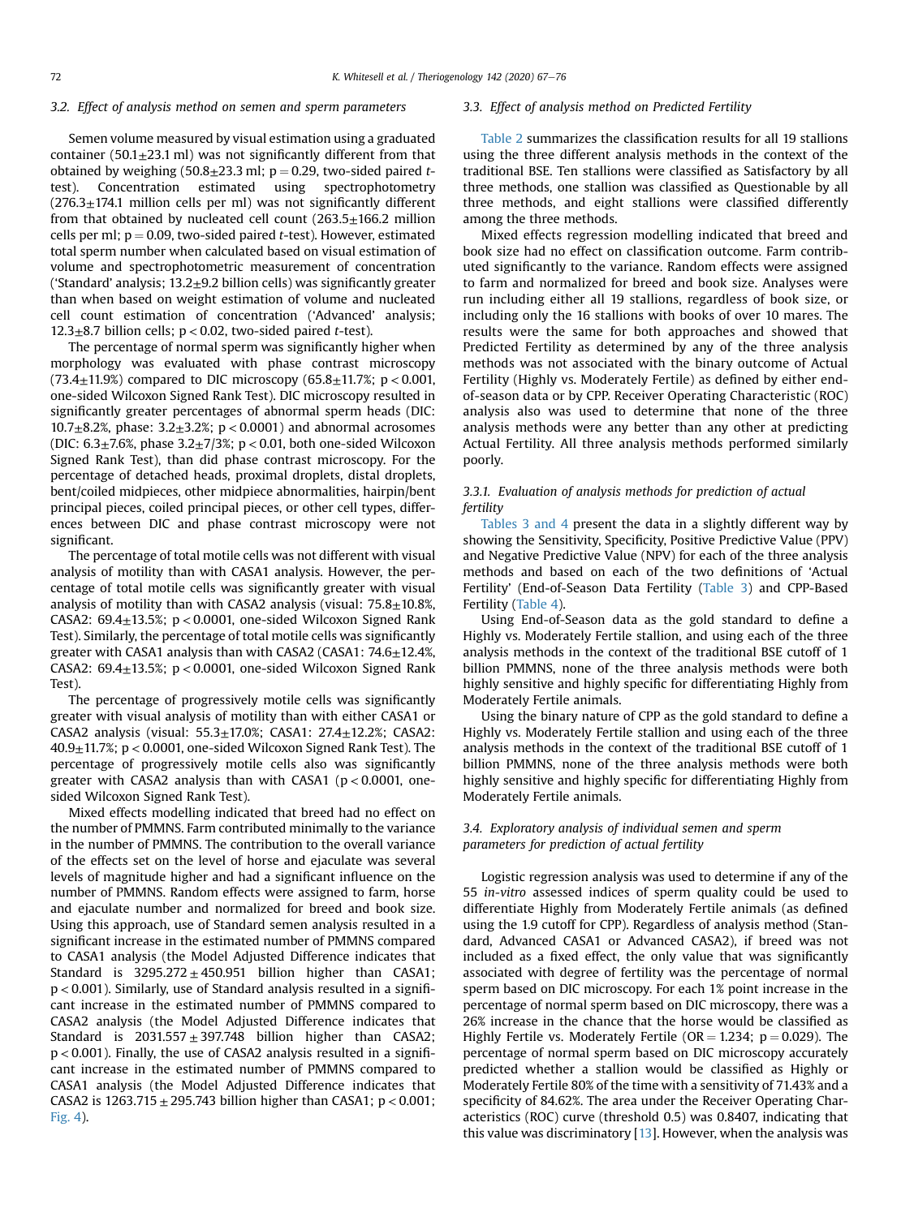### 3.2. Effect of analysis method on semen and sperm parameters

Semen volume measured by visual estimation using a graduated container (50.1±23.1 ml) was not significantly different from that obtained by weighing (50.8±23.3 ml; $p = 0.29$, two-sided paired *t*-test). Concentration estimated using spectrophotometry (276.3±174.1 million cells per ml) was not significantly different from that obtained by nucleated cell count (263.5±166.2 million cells per ml; $p = 0.09$, two-sided paired *t*-test). However, estimated total sperm number when calculated based on visual estimation of volume and spectrophotometric measurement of concentration ('Standard' analysis; 13.2±9.2 billion cells) was significantly greater than when based on weight estimation of volume and nucleated cell count estimation of concentration ('Advanced' analysis; 12.3±8.7 billion cells; $p < 0.02$, two-sided paired *t*-test).

The percentage of normal sperm was significantly higher when morphology was evaluated with phase contrast microscopy (73.4±11.9%) compared to DIC microscopy (65.8±11.7%; $p < 0.001$, one-sided Wilcoxon Signed Rank Test). DIC microscopy resulted in significantly greater percentages of abnormal sperm heads (DIC: 10.7±8.2%, phase: 3.2±3.2%; $p < 0.0001$) and abnormal acrosomes (DIC: 6.3±7.6%, phase 3.2±7/3%; $p < 0.01$, both one-sided Wilcoxon Signed Rank Test), than did phase contrast microscopy. For the percentage of detached heads, proximal droplets, distal droplets, bent/coiled midpieces, other midpiece abnormalities, hairpin/bent principal pieces, coiled principal pieces, or other cell types, differences between DIC and phase contrast microscopy were not significant.

The percentage of total motile cells was not different with visual analysis of motility than with CASA1 analysis. However, the percentage of total motile cells was significantly greater with visual analysis of motility than with CASA2 analysis (visual: 75.8±10.8%, CASA2: 69.4±13.5%; $p < 0.0001$, one-sided Wilcoxon Signed Rank Test). Similarly, the percentage of total motile cells was significantly greater with CASA1 analysis than with CASA2 (CASA1: 74.6±12.4%, CASA2: 69.4±13.5%; $p < 0.0001$, one-sided Wilcoxon Signed Rank Test).

The percentage of progressively motile cells was significantly greater with visual analysis of motility than with either CASA1 or CASA2 analysis (visual: 55.3±17.0%; CASA1: 27.4±12.2%; CASA2: 40.9±11.7%; $p < 0.0001$, one-sided Wilcoxon Signed Rank Test). The percentage of progressively motile cells also was significantly greater with CASA2 analysis than with CASA1 ($p < 0.0001$, one-sided Wilcoxon Signed Rank Test).

Mixed effects modelling indicated that breed had no effect on the number of PMMNS. Farm contributed minimally to the variance in the number of PMMNS. The contribution to the overall variance of the effects set on the level of horse and ejaculate was several levels of magnitude higher and had a significant influence on the number of PMMNS. Random effects were assigned to farm, horse and ejaculate number and normalized for breed and book size. Using this approach, use of Standard semen analysis resulted in a significant increase in the estimated number of PMMNS compared to CASA1 analysis (the Model Adjusted Difference indicates that Standard is 3295.272 ± 450.951 billion higher than CASA1; $p < 0.001$). Similarly, use of Standard analysis resulted in a significant increase in the estimated number of PMMNS compared to CASA2 analysis (the Model Adjusted Difference indicates that Standard is 2031.557 ± 397.748 billion higher than CASA2; $p < 0.001$). Finally, the use of CASA2 analysis resulted in a significant increase in the estimated number of PMMNS compared to CASA1 analysis (the Model Adjusted Difference indicates that CASA2 is 1263.715 ± 295.743 billion higher than CASA1; $p < 0.001$; Fig. 4).

### 3.3. Effect of analysis method on Predicted Fertility

Table 2 summarizes the classification results for all 19 stallions using the three different analysis methods in the context of the traditional BSE. Ten stallions were classified as Satisfactory by all three methods, one stallion was classified as Questionable by all three methods, and eight stallions were classified differently among the three methods.

Mixed effects regression modelling indicated that breed and book size had no effect on classification outcome. Farm contributed significantly to the variance. Random effects were assigned to farm and normalized for breed and book size. Analyses were run including either all 19 stallions, regardless of book size, or including only the 16 stallions with books of over 10 mares. The results were the same for both approaches and showed that Predicted Fertility as determined by any of the three analysis methods was not associated with the binary outcome of Actual Fertility (Highly vs. Moderately Fertile) as defined by either end-of-season data or by CPP. Receiver Operating Characteristic (ROC) analysis also was used to determine that none of the three analysis methods were any better than any other at predicting Actual Fertility. All three analysis methods performed similarly poorly.

#### 3.3.1. Evaluation of analysis methods for prediction of actual fertility

Tables 3 and 4 present the data in a slightly different way by showing the Sensitivity, Specificity, Positive Predictive Value (PPV) and Negative Predictive Value (NPV) for each of the three analysis methods and based on each of the two definitions of 'Actual Fertility' (End-of-Season Data Fertility (Table 3) and CPP-Based Fertility (Table 4).

Using End-of-Season data as the gold standard to define a Highly vs. Moderately Fertile stallion, and using each of the three analysis methods in the context of the traditional BSE cutoff of 1 billion PMMNS, none of the three analysis methods were both highly sensitive and highly specific for differentiating Highly from Moderately Fertile animals.

Using the binary nature of CPP as the gold standard to define a Highly vs. Moderately Fertile stallion and using each of the three analysis methods in the context of the traditional BSE cutoff of 1 billion PMMNS, none of the three analysis methods were both highly sensitive and highly specific for differentiating Highly from Moderately Fertile animals.

### 3.4. Exploratory analysis of individual semen and sperm parameters for prediction of actual fertility

Logistic regression analysis was used to determine if any of the 55 *in-vitro* assessed indices of sperm quality could be used to differentiate Highly from Moderately Fertile animals (as defined using the 1.9 cutoff for CPP). Regardless of analysis method (Standard, Advanced CASA1 or Advanced CASA2), if breed was not included as a fixed effect, the only value that was significantly associated with degree of fertility was the percentage of normal sperm based on DIC microscopy. For each 1% point increase in the percentage of normal sperm based on DIC microscopy, there was a 26% increase in the chance that the horse would be classified as Highly Fertile vs. Moderately Fertile ($OR = 1.234$; $p = 0.029$). The percentage of normal sperm based on DIC microscopy accurately predicted whether a stallion would be classified as Highly or Moderately Fertile 80% of the time with a sensitivity of 71.43% and a specificity of 84.62%. The area under the Receiver Operating Characteristics (ROC) curve (threshold 0.5) was 0.8407, indicating that this value was discriminatory [13]. However, when the analysis was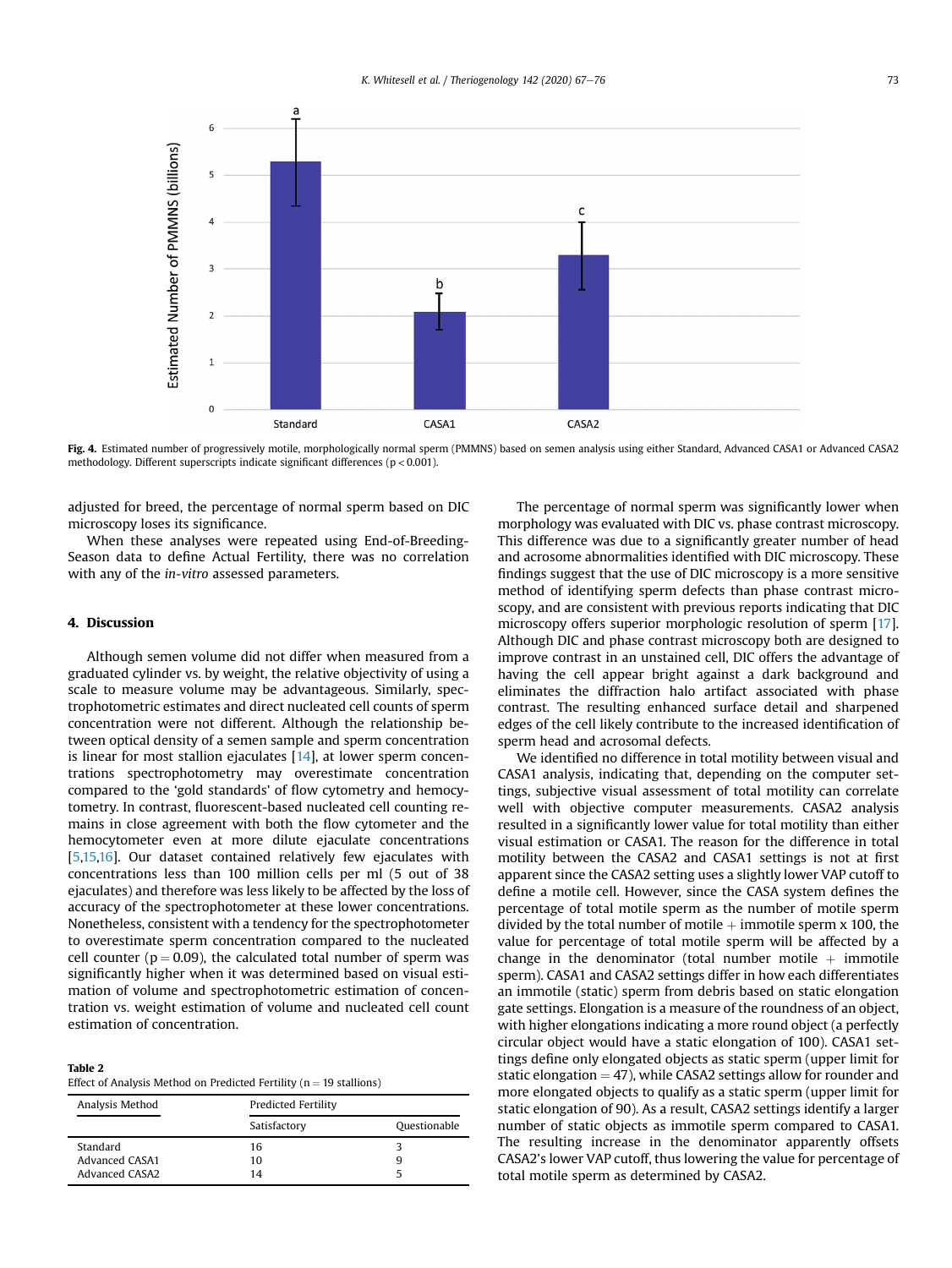Fig. 4. Estimated number of progressively motile, morphologically normal sperm (PMMNS) based on semen analysis using either Standard, Advanced CASA1 or Advanced CASA2 methodology. Different superscripts indicate significant differences ($p < 0.001$).

adjusted for breed, the percentage of normal sperm based on DIC microscopy loses its significance.

When these analyses were repeated using End-of-Breeding-Season data to define Actual Fertility, there was no correlation with any of the *in-vitro* assessed parameters.

## 4. Discussion

Although semen volume did not differ when measured from a graduated cylinder vs. by weight, the relative objectivity of using a scale to measure volume may be advantageous. Similarly, spectrophotometric estimates and direct nucleated cell counts of sperm concentration were not different. Although the relationship between optical density of a semen sample and sperm concentration is linear for most stallion ejaculates [14], at lower sperm concentrations spectrophotometry may overestimate concentration compared to the 'gold standards' of flow cytometry and hemocytometry. In contrast, fluorescent-based nucleated cell counting remains in close agreement with both the flow cytometer and the hemocytometer even at more dilute ejaculate concentrations [5,15,16]. Our dataset contained relatively few ejaculates with concentrations less than 100 million cells per ml (5 out of 38 ejaculates) and therefore was less likely to be affected by the loss of accuracy of the spectrophotometer at these lower concentrations. Nonetheless, consistent with a tendency for the spectrophotometer to overestimate sperm concentration compared to the nucleated cell counter ($p = 0.09$), the calculated total number of sperm was significantly higher when it was determined based on visual estimation of volume and spectrophotometric estimation of concentration vs. weight estimation of volume and nucleated cell count estimation of concentration.

Table 2
Effect of Analysis Method on Predicted Fertility ($n = 19$ stallions)

| Analysis Method | Predicted Fertility | |
|---|---|---|
| | Satisfactory | Questionable |
| Standard | 16 | 3 |
| Advanced CASA1 | 10 | 9 |
| Advanced CASA2 | 14 | 5 |

The percentage of normal sperm was significantly lower when morphology was evaluated with DIC vs. phase contrast microscopy. This difference was due to a significantly greater number of head and acrosome abnormalities identified with DIC microscopy. These findings suggest that the use of DIC microscopy is a more sensitive method of identifying sperm defects than phase contrast microscopy, and are consistent with previous reports indicating that DIC microscopy offers superior morphologic resolution of sperm [17]. Although DIC and phase contrast microscopy both are designed to improve contrast in an unstained cell, DIC offers the advantage of having the cell appear bright against a dark background and eliminates the diffraction halo artifact associated with phase contrast. The resulting enhanced surface detail and sharpened edges of the cell likely contribute to the increased identification of sperm head and acrosomal defects.

We identified no difference in total motility between visual and CASA1 analysis, indicating that, depending on the computer settings, subjective visual assessment of total motility can correlate well with objective computer measurements. CASA2 analysis resulted in a significantly lower value for total motility than either visual estimation or CASA1. The reason for the difference in total motility between the CASA2 and CASA1 settings is not at first apparent since the CASA2 setting uses a slightly lower VAP cutoff to define a motile cell. However, since the CASA system defines the percentage of total motile sperm as the number of motile sperm divided by the total number of motile + immotile sperm x 100, the value for percentage of total motile sperm will be affected by a change in the denominator (total number motile + immotile sperm). CASA1 and CASA2 settings differ in how each differentiates an immotile (static) sperm from debris based on static elongation gate settings. Elongation is a measure of the roundness of an object, with higher elongations indicating a more round object (a perfectly circular object would have a static elongation of 100). CASA1 settings define only elongated objects as static sperm (upper limit for static elongation = 47), while CASA2 settings allow for rounder and more elongated objects to qualify as a static sperm (upper limit for static elongation of 90). As a result, CASA2 settings identify a larger number of static objects as immotile sperm compared to CASA1. The resulting increase in the denominator apparently offsets CASA2's lower VAP cutoff, thus lowering the value for percentage of total motile sperm as determined by CASA2.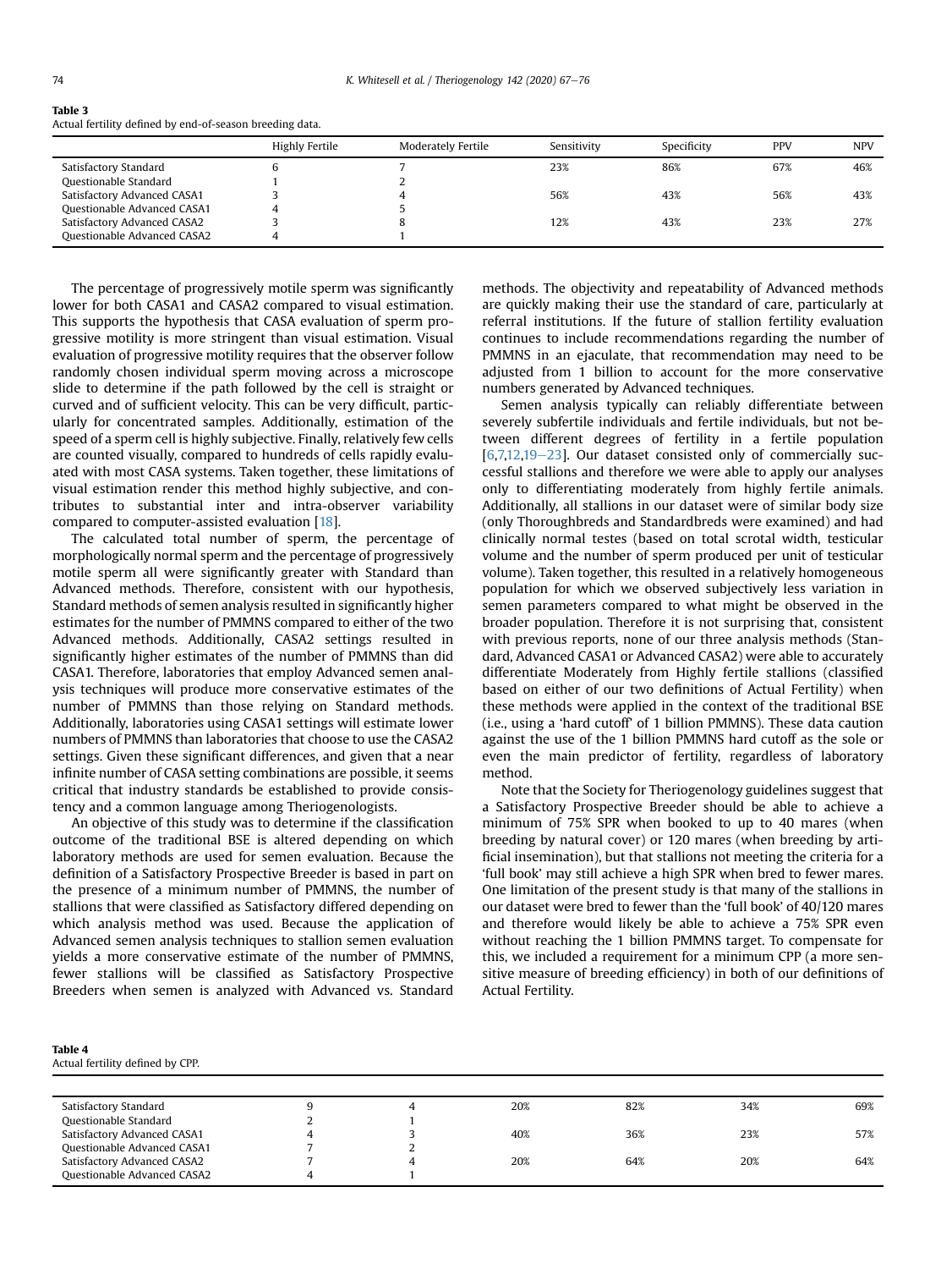**Table 3**
Actual fertility defined by end-of-season breeding data.

| | Highly Fertile | Moderately Fertile | Sensitivity | Specificity | PPV | NPV |
|---|---|---|---|---|---|---|
| Satisfactory Standard | 6 | 7 | 23% | 86% | 67% | 46% |
| Questionable Standard | 1 | 2 | | | | |
| Satisfactory Advanced CASA1 | 3 | 4 | 56% | 43% | 56% | 43% |
| Questionable Advanced CASA1 | 4 | 5 | | | | |
| Satisfactory Advanced CASA2 | 3 | 8 | 12% | 43% | 23% | 27% |
| Questionable Advanced CASA2 | 4 | 1 | | | | |

The percentage of progressively motile sperm was significantly lower for both CASA1 and CASA2 compared to visual estimation. This supports the hypothesis that CASA evaluation of sperm progressive motility is more stringent than visual estimation. Visual evaluation of progressive motility requires that the observer follow randomly chosen individual sperm moving across a microscope slide to determine if the path followed by the cell is straight or curved and of sufficient velocity. This can be very difficult, particularly for concentrated samples. Additionally, estimation of the speed of a sperm cell is highly subjective. Finally, relatively few cells are counted visually, compared to hundreds of cells rapidly evaluated with most CASA systems. Taken together, these limitations of visual estimation render this method highly subjective, and contributes to substantial inter and intra-observer variability compared to computer-assisted evaluation [18].

The calculated total number of sperm, the percentage of morphologically normal sperm and the percentage of progressively motile sperm all were significantly greater with Standard than Advanced methods. Therefore, consistent with our hypothesis, Standard methods of semen analysis resulted in significantly higher estimates for the number of PMMNS compared to either of the two Advanced methods. Additionally, CASA2 settings resulted in significantly higher estimates of the number of PMMNS than did CASA1. Therefore, laboratories that employ Advanced semen analysis techniques will produce more conservative estimates of the number of PMMNS than those relying on Standard methods. Additionally, laboratories using CASA1 settings will estimate lower numbers of PMMNS than laboratories that choose to use the CASA2 settings. Given these significant differences, and given that a near infinite number of CASA setting combinations are possible, it seems critical that industry standards be established to provide consistency and a common language among Theriogenologists.

An objective of this study was to determine if the classification outcome of the traditional BSE is altered depending on which laboratory methods are used for semen evaluation. Because the definition of a Satisfactory Prospective Breeder is based in part on the presence of a minimum number of PMMNS, the number of stallions that were classified as Satisfactory differed depending on which analysis method was used. Because the application of Advanced semen analysis techniques to stallion semen evaluation yields a more conservative estimate of the number of PMMNS, fewer stallions will be classified as Satisfactory Prospective Breeders when semen is analyzed with Advanced vs. Standard methods. The objectivity and repeatability of Advanced methods are quickly making their use the standard of care, particularly at referral institutions. If the future of stallion fertility evaluation continues to include recommendations regarding the number of PMMNS in an ejaculate, that recommendation may need to be adjusted from 1 billion to account for the more conservative numbers generated by Advanced techniques.

Semen analysis typically can reliably differentiate between severely subfertile individuals and fertile individuals, but not between different degrees of fertility in a fertile population [6,7,12,19–23]. Our dataset consisted only of commercially successful stallions and therefore we were able to apply our analyses only to differentiating moderately from highly fertile animals. Additionally, all stallions in our dataset were of similar body size (only Thoroughbreds and Standardbreds were examined) and had clinically normal testes (based on total scrotal width, testicular volume and the number of sperm produced per unit of testicular volume). Taken together, this resulted in a relatively homogeneous population for which we observed subjectively less variation in semen parameters compared to what might be observed in the broader population. Therefore it is not surprising that, consistent with previous reports, none of our three analysis methods (Standard, Advanced CASA1 or Advanced CASA2) were able to accurately differentiate Moderately from Highly fertile stallions (classified based on either of our two definitions of Actual Fertility) when these methods were applied in the context of the traditional BSE (i.e., using a 'hard cutoff' of 1 billion PMMNS). These data caution against the use of the 1 billion PMMNS hard cutoff as the sole or even the main predictor of fertility, regardless of laboratory method.

Note that the Society for Theriogenology guidelines suggest that a Satisfactory Prospective Breeder should be able to achieve a minimum of 75% SPR when booked to up to 40 mares (when breeding by natural cover) or 120 mares (when breeding by artificial insemination), but that stallions not meeting the criteria for a 'full book' may still achieve a high SPR when bred to fewer mares. One limitation of the present study is that many of the stallions in our dataset were bred to fewer than the 'full book' of 40/120 mares and therefore would likely be able to achieve a 75% SPR even without reaching the 1 billion PMMNS target. To compensate for this, we included a requirement for a minimum CPP (a more sensitive measure of breeding efficiency) in both of our definitions of Actual Fertility.

**Table 4**
Actual fertility defined by CPP.

| | | | | | | |
|---|---|---|---|---|---|---|
| Satisfactory Standard | 9 | 4 | 20% | 82% | 34% | 69% |
| Questionable Standard | 2 | 1 | | | | |
| Satisfactory Advanced CASA1 | 4 | 3 | 40% | 36% | 23% | 57% |
| Questionable Advanced CASA1 | 7 | 2 | | | | |
| Satisfactory Advanced CASA2 | 7 | 4 | 20% | 64% | 20% | 64% |
| Questionable Advanced CASA2 | 4 | 1 | | | | |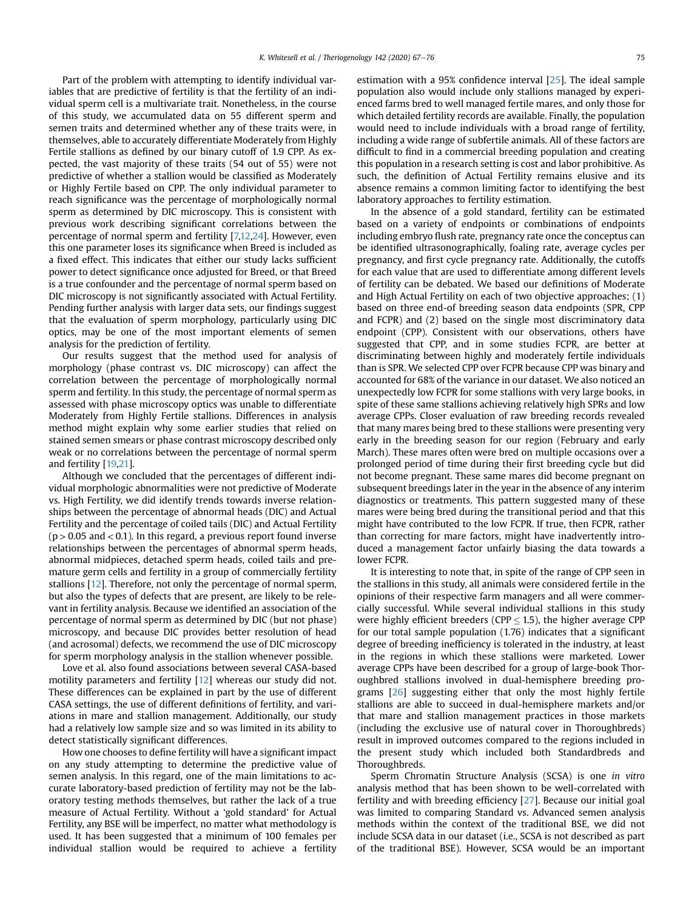Part of the problem with attempting to identify individual variables that are predictive of fertility is that the fertility of an individual sperm cell is a multivariate trait. Nonetheless, in the course of this study, we accumulated data on 55 different sperm and semen traits and determined whether any of these traits were, in themselves, able to accurately differentiate Moderately from Highly Fertile stallions as defined by our binary cutoff of 1.9 CPP. As expected, the vast majority of these traits (54 out of 55) were not predictive of whether a stallion would be classified as Moderately or Highly Fertile based on CPP. The only individual parameter to reach significance was the percentage of morphologically normal sperm as determined by DIC microscopy. This is consistent with previous work describing significant correlations between the percentage of normal sperm and fertility [7,12,24]. However, even this one parameter loses its significance when Breed is included as a fixed effect. This indicates that either our study lacks sufficient power to detect significance once adjusted for Breed, or that Breed is a true confounder and the percentage of normal sperm based on DIC microscopy is not significantly associated with Actual Fertility. Pending further analysis with larger data sets, our findings suggest that the evaluation of sperm morphology, particularly using DIC optics, may be one of the most important elements of semen analysis for the prediction of fertility.

Our results suggest that the method used for analysis of morphology (phase contrast vs. DIC microscopy) can affect the correlation between the percentage of morphologically normal sperm and fertility. In this study, the percentage of normal sperm as assessed with phase microscopy optics was unable to differentiate Moderately from Highly Fertile stallions. Differences in analysis method might explain why some earlier studies that relied on stained semen smears or phase contrast microscopy described only weak or no correlations between the percentage of normal sperm and fertility [19,21].

Although we concluded that the percentages of different individual morphologic abnormalities were not predictive of Moderate vs. High Fertility, we did identify trends towards inverse relationships between the percentage of abnormal heads (DIC) and Actual Fertility and the percentage of coiled tails (DIC) and Actual Fertility ($p > 0.05$ and $< 0.1$). In this regard, a previous report found inverse relationships between the percentages of abnormal sperm heads, abnormal midpieces, detached sperm heads, coiled tails and premature germ cells and fertility in a group of commercially fertility stallions [12]. Therefore, not only the percentage of normal sperm, but also the types of defects that are present, are likely to be relevant in fertility analysis. Because we identified an association of the percentage of normal sperm as determined by DIC (but not phase) microscopy, and because DIC provides better resolution of head (and acrosomal) defects, we recommend the use of DIC microscopy for sperm morphology analysis in the stallion whenever possible.

Love et al. also found associations between several CASA-based motility parameters and fertility [12] whereas our study did not. These differences can be explained in part by the use of different CASA settings, the use of different definitions of fertility, and variations in mare and stallion management. Additionally, our study had a relatively low sample size and so was limited in its ability to detect statistically significant differences.

How one chooses to define fertility will have a significant impact on any study attempting to determine the predictive value of semen analysis. In this regard, one of the main limitations to accurate laboratory-based prediction of fertility may not be the laboratory testing methods themselves, but rather the lack of a true measure of Actual Fertility. Without a 'gold standard' for Actual Fertility, any BSE will be imperfect, no matter what methodology is used. It has been suggested that a minimum of 100 females per individual stallion would be required to achieve a fertility estimation with a 95% confidence interval [25]. The ideal sample population also would include only stallions managed by experienced farms bred to well managed fertile mares, and only those for which detailed fertility records are available. Finally, the population would need to include individuals with a broad range of fertility, including a wide range of subfertile animals. All of these factors are difficult to find in a commercial breeding population and creating this population in a research setting is cost and labor prohibitive. As such, the definition of Actual Fertility remains elusive and its absence remains a common limiting factor to identifying the best laboratory approaches to fertility estimation.

In the absence of a gold standard, fertility can be estimated based on a variety of endpoints or combinations of endpoints including embryo flush rate, pregnancy rate once the conceptus can be identified ultrasonographically, foaling rate, average cycles per pregnancy, and first cycle pregnancy rate. Additionally, the cutoffs for each value that are used to differentiate among different levels of fertility can be debated. We based our definitions of Moderate and High Actual Fertility on each of two objective approaches; (1) based on three end-of breeding season data endpoints (SPR, CPP and FCPR) and (2) based on the single most discriminatory data endpoint (CPP). Consistent with our observations, others have suggested that CPP, and in some studies FCPR, are better at discriminating between highly and moderately fertile individuals than is SPR. We selected CPP over FCPR because CPP was binary and accounted for 68% of the variance in our dataset. We also noticed an unexpectedly low FCPR for some stallions with very large books, in spite of these same stallions achieving relatively high SPRs and low average CPPs. Closer evaluation of raw breeding records revealed that many mares being bred to these stallions were presenting very early in the breeding season for our region (February and early March). These mares often were bred on multiple occasions over a prolonged period of time during their first breeding cycle but did not become pregnant. These same mares did become pregnant on subsequent breedings later in the year in the absence of any interim diagnostics or treatments. This pattern suggested many of these mares were being bred during the transitional period and that this might have contributed to the low FCPR. If true, then FCPR, rather than correcting for mare factors, might have inadvertently introduced a management factor unfairly biasing the data towards a lower FCPR.

It is interesting to note that, in spite of the range of CPP seen in the stallions in this study, all animals were considered fertile in the opinions of their respective farm managers and all were commercially successful. While several individual stallions in this study were highly efficient breeders (CPP $\leq 1.5$), the higher average CPP for our total sample population (1.76) indicates that a significant degree of breeding inefficiency is tolerated in the industry, at least in the regions in which these stallions were marketed. Lower average CPPs have been described for a group of large-book Thoroughbred stallions involved in dual-hemisphere breeding programs [26] suggesting either that only the most highly fertile stallions are able to succeed in dual-hemisphere markets and/or that mare and stallion management practices in those markets (including the exclusive use of natural cover in Thoroughbreds) result in improved outcomes compared to the regions included in the present study which included both Standardbreds and Thoroughbreds.

Sperm Chromatin Structure Analysis (SCSA) is one *in vitro* analysis method that has been shown to be well-correlated with fertility and with breeding efficiency [27]. Because our initial goal was limited to comparing Standard vs. Advanced semen analysis methods within the context of the traditional BSE, we did not include SCSA data in our dataset (i.e., SCSA is not described as part of the traditional BSE). However, SCSA would be an important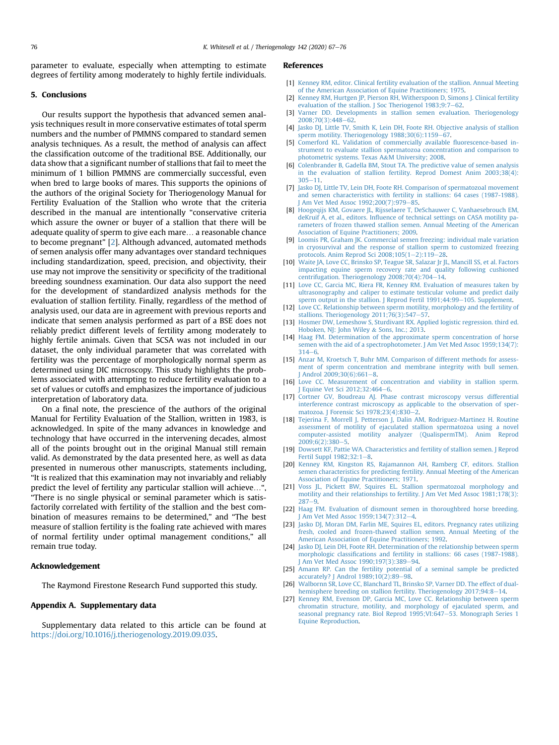parameter to evaluate, especially when attempting to estimate degrees of fertility among moderately to highly fertile individuals.

## 5. Conclusions

Our results support the hypothesis that advanced semen analysis techniques result in more conservative estimates of total sperm numbers and the number of PMMNS compared to standard semen analysis techniques. As a result, the method of analysis can affect the classification outcome of the traditional BSE. Additionally, our data show that a significant number of stallions that fail to meet the minimum of 1 billion PMMNS are commercially successful, even when bred to large books of mares. This supports the opinions of the authors of the original Society for Theriogenology Manual for Fertility Evaluation of the Stallion who wrote that the criteria described in the manual are intentionally "conservative criteria which assure the owner or buyer of a stallion that there will be adequate quality of sperm to give each mare… a reasonable chance to become pregnant" [2]. Although advanced, automated methods of semen analysis offer many advantages over standard techniques including standardization, speed, precision, and objectivity, their use may not improve the sensitivity or specificity of the traditional breeding soundness examination. Our data also support the need for the development of standardized analysis methods for the evaluation of stallion fertility. Finally, regardless of the method of analysis used, our data are in agreement with previous reports and indicate that semen analysis performed as part of a BSE does not reliably predict different levels of fertility among moderately to highly fertile animals. Given that SCSA was not included in our dataset, the only individual parameter that was correlated with fertility was the percentage of morphologically normal sperm as determined using DIC microscopy. This study highlights the problems associated with attempting to reduce fertility evaluation to a set of values or cutoffs and emphasizes the importance of judicious interpretation of laboratory data.

On a final note, the prescience of the authors of the original Manual for Fertility Evaluation of the Stallion, written in 1983, is acknowledged. In spite of the many advances in knowledge and technology that have occurred in the intervening decades, almost all of the points brought out in the original Manual still remain valid. As demonstrated by the data presented here, as well as data presented in numerous other manuscripts, statements including, "It is realized that this examination may not invariably and reliably predict the level of fertility any particular stallion will achieve…", "There is no single physical or seminal parameter which is satisfactorily correlated with fertility of the stallion and the best combination of measures remains to be determined," and "The best measure of stallion fertility is the foaling rate achieved with mares of normal fertility under optimal management conditions," all remain true today.

## Acknowledgement

The Raymond Firestone Research Fund supported this study.

## Appendix A. Supplementary data

Supplementary data related to this article can be found at https://doi.org/10.1016/j.theriogenology.2019.09.035.

## References

[1] Kenney RM, editor. Clinical fertility evaluation of the stallion. Annual Meeting of the American Association of Equine Practitioners; 1975.

[2] Kenney RM, Hurtgen JP, Pierson RH, Witherspoon D, Simons J. Clinical fertility evaluation of the stallion. J Soc Theriogenol 1983;9:7–62.

[3] Varner DD. Developments in stallion semen evaluation. Theriogenology 2008;70(3):448–62.

[4] Jasko DJ, Little TV, Smith K, Lein DH, Foote RH. Objective analysis of stallion sperm motility. Theriogenology 1988;30(6):1159–67.

[5] Comerford KL. Validation of commercially available fluorescence-based instrument to evaluate stallion spermatozoa concentration and comparison to photometric systems. Texas A&M University; 2008.

[6] Colenbrander B, Gadella BM, Stout TA. The predictive value of semen analysis in the evaluation of stallion fertility. Reprod Domest Anim 2003;38(4):305–11.

[7] Jasko DJ, Little TV, Lein DH, Foote RH. Comparison of spermatozoal movement and semen characteristics with fertility in stallions: 64 cases (1987-1988). J Am Vet Med Assoc 1992;200(7):979–85.

[8] Hoogeqijs KM, Govaere JL, Rijsselaere T, DeSchauwer C, Vanhaesebrouch EM, deKruif A, et al., editors. Influence of technical settings on CASA motility parameters of frozen thawed stallion semen. Annual Meeting of the American Association of Equine Practitioners; 2009.

[9] Loomis PR, Graham JK. Commercial semen freezing: individual male variation in cryosurvival and the response of stallion sperm to customized freezing protocols. Anim Reprod Sci 2008;105(1–2):119–28.

[10] Waite JA, Love CC, Brinsko SP, Teague SR, Salazar Jr JL, Mancill SS, et al. Factors impacting equine sperm recovery rate and quality following cushioned centrifugation. Theriogenology 2008;70(4):704–14.

[11] Love CC, Garcia MC, Riera FR, Kenney RM. Evaluation of measures taken by ultrasonography and caliper to estimate testicular volume and predict daily sperm output in the stallion. J Reprod Fertil 1991;44:99–105. Supplement.

[12] Love CC. Relationship between sperm motility, morphology and the fertility of stallions. Theriogenology 2011;76(3):547–57.

[13] Hosmer DW, Lemeshow S, Sturdivant RX. Applied logistic regression. third ed. Hoboken, NJ: John Wiley & Sons, Inc.; 2013.

[14] Haag FM. Determination of the approximate sperm concentration of horse semen with the aid of a spectrophotometer. J Am Vet Med Assoc 1959;134(7):314–6.

[15] Anzar M, Kroetsch T, Buhr MM. Comparison of different methods for assessment of sperm concentration and membrane integrity with bull semen. J Androl 2009;30(6):661–8.

[16] Love CC. Measurement of concentration and viability in stallion sperm. J Equine Vet Sci 2012;32:464–6.

[17] Cortner GV, Boudreau AJ. Phase contrast microscopy versus differential interference contrast microscopy as applicable to the observation of spermatozoa. J Forensic Sci 1978;23(4):830–2.

[18] Tejerina F, Morrell J, Petterson J, Dalin AM, Rodriguez-Martinez H. Routine assessment of motility of ejaculated stallion spermatozoa using a novel computer-assisted motility analyzer (QualispermTM). Anim Reprod 2009;6(2):380–5.

[19] Dowsett KF, Pattie WA. Characteristics and fertility of stallion semen. J Reprod Fertil Suppl 1982;32:1–8.

[20] Kenney RM, Kingston RS, Rajamannon AH, Ramberg CF, editors. Stallion semen characteristics for predicting fertility. Annual Meeting of the American Association of Equine Practitioners; 1971.

[21] Voss JL, Pickett BW, Squires EL. Stallion spermatozoal morphology and motility and their relationships to fertility. J Am Vet Med Assoc 1981;178(3):287–9.

[22] Haag FM. Evaluation of dismount semen in thoroughbred horse breeding. J Am Vet Med Assoc 1959;134(7):312–4.

[23] Jasko DJ, Moran DM, Farlin ME, Squires EL, editors. Pregnancy rates utilizing fresh, cooled and frozen-thawed stallion semen. Annual Meeting of the American Association of Equine Practitioners; 1992.

[24] Jasko DJ, Lein DH, Foote RH. Determination of the relationship between sperm morphologic classifications and fertility in stallions: 66 cases (1987-1988). J Am Vet Med Assoc 1990;197(3):389–94.

[25] Amann RP. Can the fertility potential of a seminal sample be predicted accurately? J Androl 1989;10(2):89–98.

[26] Walbornn SR, Love CC, Blanchard TL, Brinsko SP, Varner DD. The effect of dual-hemisphere breeding on stallion fertility. Theriogenology 2017;94:8–14.

[27] Kenney RM, Evenson DP, Garcia MC, Love CC. Relationship between sperm chromatin structure, motility, and morphology of ejaculated sperm, and seasonal pregnancy rate. Biol Reprod 1995;VI:647–53. Monograph Series 1 Equine Reproduction.